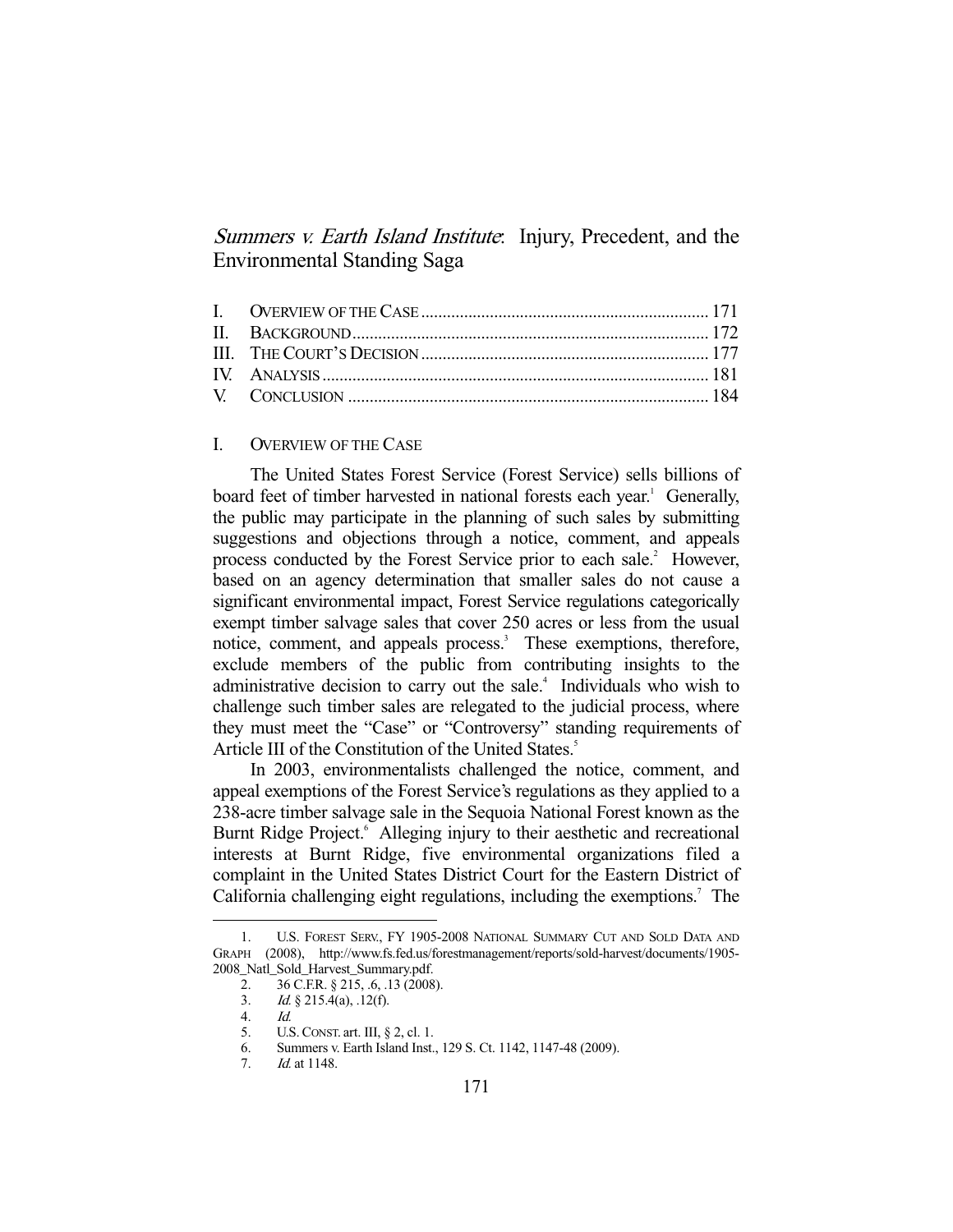# *Summers v. Earth Island Institute*: Injury, Precedent, and the Environmental Standing Saga

| | | |
|---|---|---|
| I. | Overview of the Case | 171 |
| II. | Background | 172 |
| III. | The Court's Decision | 177 |
| IV. | Analysis | 181 |
| V. | Conclusion | 184 |

## I. Overview of the Case

The United States Forest Service (Forest Service) sells billions of board feet of timber harvested in national forests each year.[1] Generally, the public may participate in the planning of such sales by submitting suggestions and objections through a notice, comment, and appeals process conducted by the Forest Service prior to each sale.[2] However, based on an agency determination that smaller sales do not cause a significant environmental impact, Forest Service regulations categorically exempt timber salvage sales that cover 250 acres or less from the usual notice, comment, and appeals process.[3] These exemptions, therefore, exclude members of the public from contributing insights to the administrative decision to carry out the sale.[4] Individuals who wish to challenge such timber sales are relegated to the judicial process, where they must meet the "Case" or "Controversy" standing requirements of Article III of the Constitution of the United States.[5]

In 2003, environmentalists challenged the notice, comment, and appeal exemptions of the Forest Service's regulations as they applied to a 238-acre timber salvage sale in the Sequoia National Forest known as the Burnt Ridge Project.[6] Alleging injury to their aesthetic and recreational interests at Burnt Ridge, five environmental organizations filed a complaint in the United States District Court for the Eastern District of California challenging eight regulations, including the exemptions.[7] The

---

1. U.S. Forest Serv., FY 1905-2008 National Summary Cut and Sold Data and Graph (2008), http://www.fs.fed.us/forestmanagement/reports/sold-harvest/documents/1905-2008_Natl_Sold_Harvest_Summary.pdf.
2. 36 C.F.R. § 215, .6, .13 (2008).
3. *Id.* § 215.4(a), .12(f).
4. *Id.*
5. U.S. Const. art. III, § 2, cl. 1.
6. Summers v. Earth Island Inst., 129 S. Ct. 1142, 1147-48 (2009).
7. *Id.* at 1148.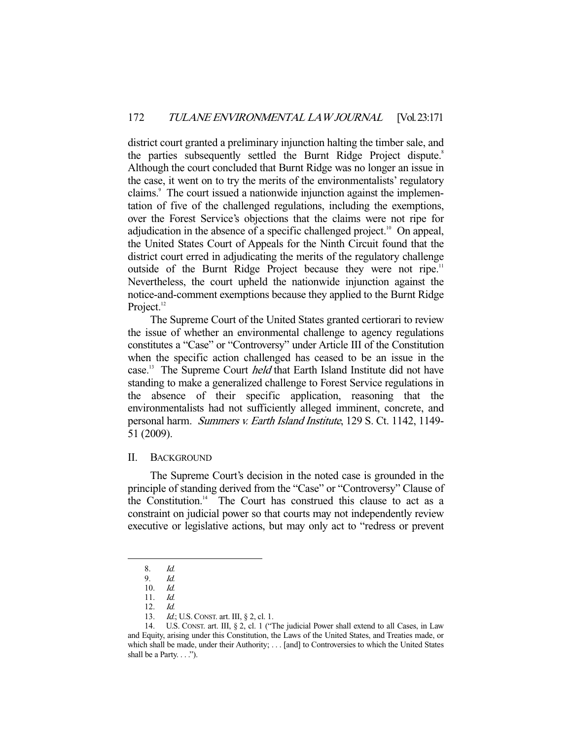district court granted a preliminary injunction halting the timber sale, and the parties subsequently settled the Burnt Ridge Project dispute.[8] Although the court concluded that Burnt Ridge was no longer an issue in the case, it went on to try the merits of the environmentalists' regulatory claims.[9] The court issued a nationwide injunction against the implementation of five of the challenged regulations, including the exemptions, over the Forest Service's objections that the claims were not ripe for adjudication in the absence of a specific challenged project.[10] On appeal, the United States Court of Appeals for the Ninth Circuit found that the district court erred in adjudicating the merits of the regulatory challenge outside of the Burnt Ridge Project because they were not ripe.[11] Nevertheless, the court upheld the nationwide injunction against the notice-and-comment exemptions because they applied to the Burnt Ridge Project.[12]

The Supreme Court of the United States granted certiorari to review the issue of whether an environmental challenge to agency regulations constitutes a "Case" or "Controversy" under Article III of the Constitution when the specific action challenged has ceased to be an issue in the case.[13] The Supreme Court *held* that Earth Island Institute did not have standing to make a generalized challenge to Forest Service regulations in the absence of their specific application, reasoning that the environmentalists had not sufficiently alleged imminent, concrete, and personal harm. *Summers v. Earth Island Institute*, 129 S. Ct. 1142, 1149-51 (2009).

## II. BACKGROUND

The Supreme Court's decision in the noted case is grounded in the principle of standing derived from the "Case" or "Controversy" Clause of the Constitution.[14] The Court has construed this clause to act as a constraint on judicial power so that courts may not independently review executive or legislative actions, but may only act to "redress or prevent

---

8. *Id.*
9. *Id.*
10. *Id.*
11. *Id.*
12. *Id.*
13. *Id.*; U.S. CONST. art. III, § 2, cl. 1.
14. U.S. CONST. art. III, § 2, cl. 1 ("The judicial Power shall extend to all Cases, in Law and Equity, arising under this Constitution, the Laws of the United States, and Treaties made, or which shall be made, under their Authority; . . . [and] to Controversies to which the United States shall be a Party. . . .").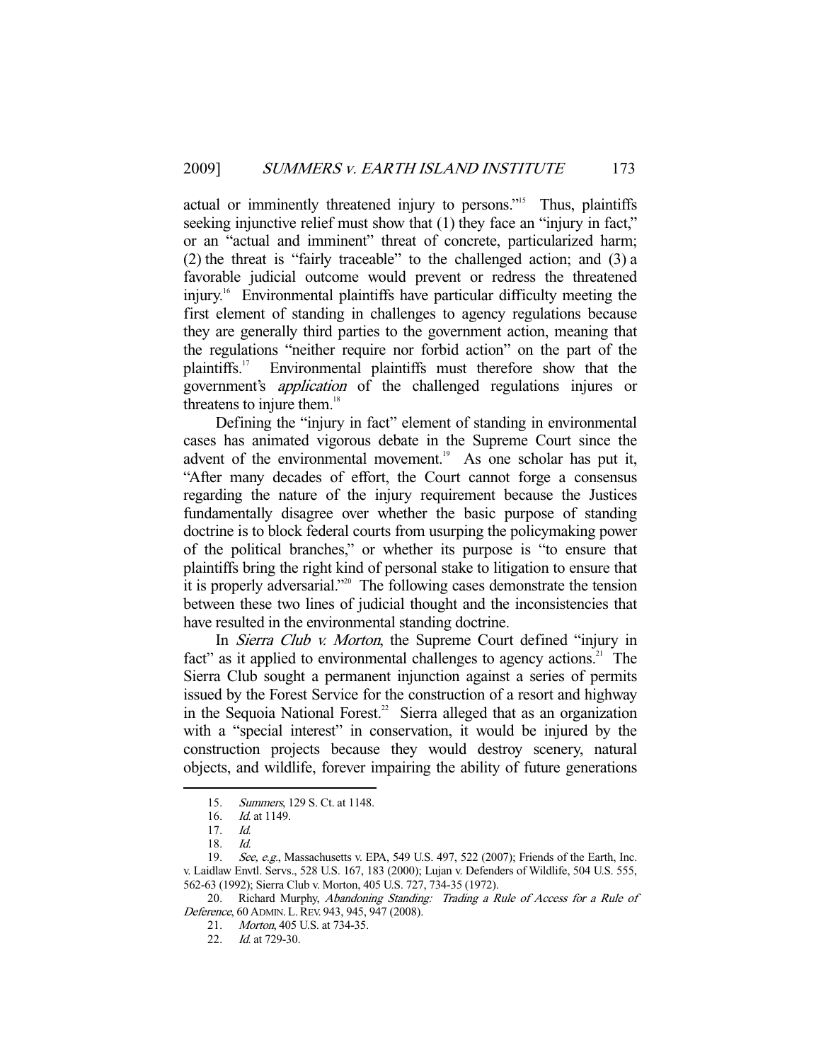actual or imminently threatened injury to persons."[15] Thus, plaintiffs seeking injunctive relief must show that (1) they face an "injury in fact," or an "actual and imminent" threat of concrete, particularized harm; (2) the threat is "fairly traceable" to the challenged action; and (3) a favorable judicial outcome would prevent or redress the threatened injury.[16] Environmental plaintiffs have particular difficulty meeting the first element of standing in challenges to agency regulations because they are generally third parties to the government action, meaning that the regulations "neither require nor forbid action" on the part of the plaintiffs.[17] Environmental plaintiffs must therefore show that the government's *application* of the challenged regulations injures or threatens to injure them.[18]

Defining the "injury in fact" element of standing in environmental cases has animated vigorous debate in the Supreme Court since the advent of the environmental movement.[19] As one scholar has put it, "After many decades of effort, the Court cannot forge a consensus regarding the nature of the injury requirement because the Justices fundamentally disagree over whether the basic purpose of standing doctrine is to block federal courts from usurping the policymaking power of the political branches," or whether its purpose is "to ensure that plaintiffs bring the right kind of personal stake to litigation to ensure that it is properly adversarial."[20] The following cases demonstrate the tension between these two lines of judicial thought and the inconsistencies that have resulted in the environmental standing doctrine.

In *Sierra Club v. Morton*, the Supreme Court defined "injury in fact" as it applied to environmental challenges to agency actions.[21] The Sierra Club sought a permanent injunction against a series of permits issued by the Forest Service for the construction of a resort and highway in the Sequoia National Forest.[22] Sierra alleged that as an organization with a "special interest" in conservation, it would be injured by the construction projects because they would destroy scenery, natural objects, and wildlife, forever impairing the ability of future generations

---

15. *Summers*, 129 S. Ct. at 1148.
16. *Id.* at 1149.
17. *Id.*
18. *Id.*
19. *See, e.g.*, Massachusetts v. EPA, 549 U.S. 497, 522 (2007); Friends of the Earth, Inc. v. Laidlaw Envtl. Servs., 528 U.S. 167, 183 (2000); Lujan v. Defenders of Wildlife, 504 U.S. 555, 562-63 (1992); Sierra Club v. Morton, 405 U.S. 727, 734-35 (1972).
20. Richard Murphy, *Abandoning Standing: Trading a Rule of Access for a Rule of Deference*, 60 ADMIN. L. REV. 943, 945, 947 (2008).
21. *Morton*, 405 U.S. at 734-35.
22. *Id.* at 729-30.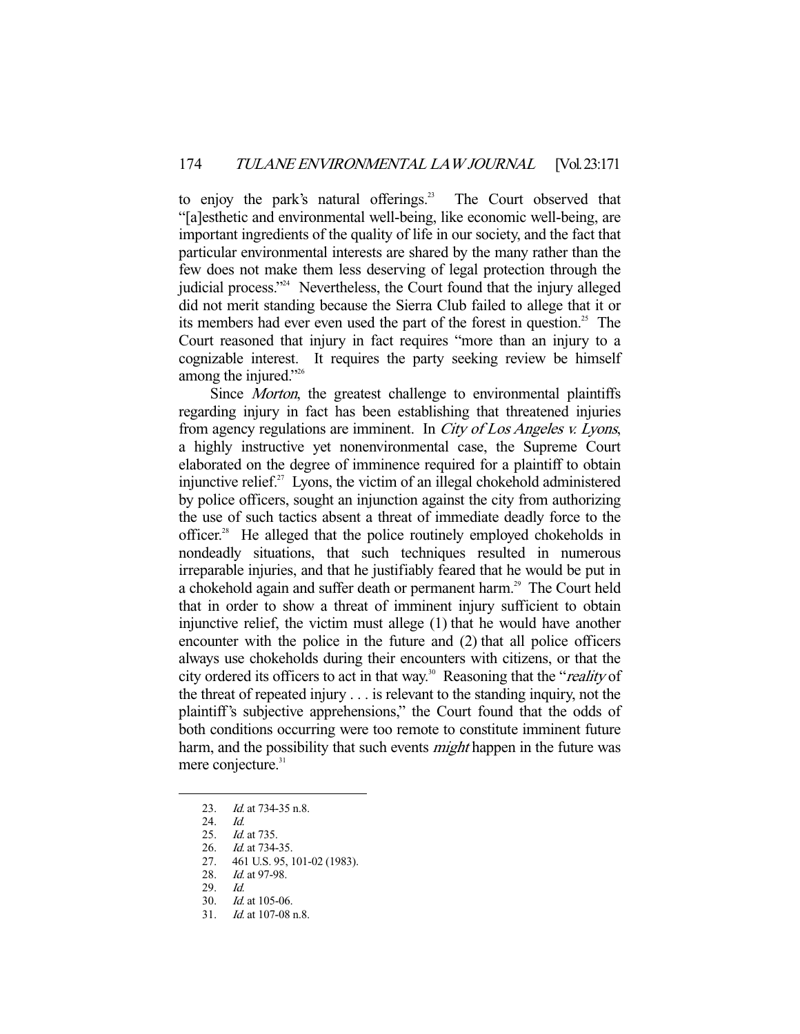to enjoy the park's natural offerings.[23] The Court observed that "[a]esthetic and environmental well-being, like economic well-being, are important ingredients of the quality of life in our society, and the fact that particular environmental interests are shared by the many rather than the few does not make them less deserving of legal protection through the judicial process."[24] Nevertheless, the Court found that the injury alleged did not merit standing because the Sierra Club failed to allege that it or its members had ever even used the part of the forest in question.[25] The Court reasoned that injury in fact requires "more than an injury to a cognizable interest. It requires the party seeking review be himself among the injured."[26]

Since *Morton*, the greatest challenge to environmental plaintiffs regarding injury in fact has been establishing that threatened injuries from agency regulations are imminent. In *City of Los Angeles v. Lyons*, a highly instructive yet nonenvironmental case, the Supreme Court elaborated on the degree of imminence required for a plaintiff to obtain injunctive relief.[27] Lyons, the victim of an illegal chokehold administered by police officers, sought an injunction against the city from authorizing the use of such tactics absent a threat of immediate deadly force to the officer.[28] He alleged that the police routinely employed chokeholds in nondeadly situations, that such techniques resulted in numerous irreparable injuries, and that he justifiably feared that he would be put in a chokehold again and suffer death or permanent harm.[29] The Court held that in order to show a threat of imminent injury sufficient to obtain injunctive relief, the victim must allege (1) that he would have another encounter with the police in the future and (2) that all police officers always use chokeholds during their encounters with citizens, or that the city ordered its officers to act in that way.[30] Reasoning that the "*reality* of the threat of repeated injury . . . is relevant to the standing inquiry, not the plaintiff's subjective apprehensions," the Court found that the odds of both conditions occurring were too remote to constitute imminent future harm, and the possibility that such events *might* happen in the future was mere conjecture.[31]

---

23. *Id.* at 734-35 n.8.
24. *Id.*
25. *Id.* at 735.
26. *Id.* at 734-35.
27. 461 U.S. 95, 101-02 (1983).
28. *Id.* at 97-98.
29. *Id.*
30. *Id.* at 105-06.
31. *Id.* at 107-08 n.8.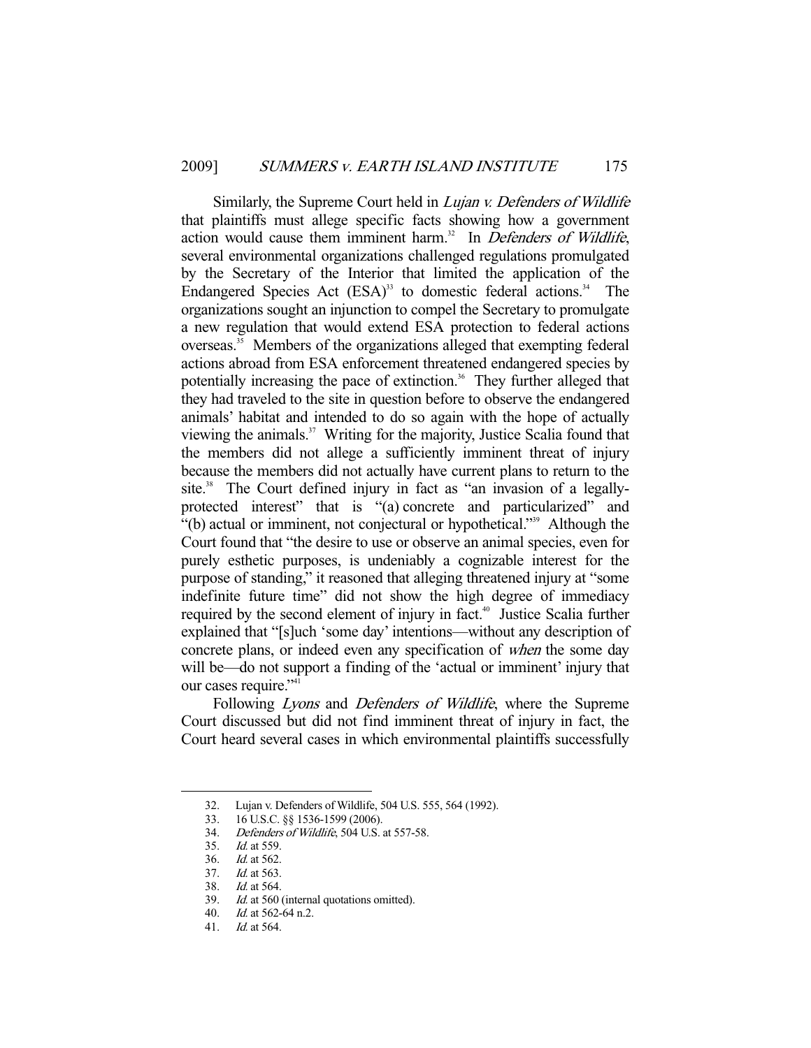Similarly, the Supreme Court held in *Lujan v. Defenders of Wildlife* that plaintiffs must allege specific facts showing how a government action would cause them imminent harm.[32] In *Defenders of Wildlife*, several environmental organizations challenged regulations promulgated by the Secretary of the Interior that limited the application of the Endangered Species Act (ESA)[33] to domestic federal actions.[34] The organizations sought an injunction to compel the Secretary to promulgate a new regulation that would extend ESA protection to federal actions overseas.[35] Members of the organizations alleged that exempting federal actions abroad from ESA enforcement threatened endangered species by potentially increasing the pace of extinction.[36] They further alleged that they had traveled to the site in question before to observe the endangered animals' habitat and intended to do so again with the hope of actually viewing the animals.[37] Writing for the majority, Justice Scalia found that the members did not allege a sufficiently imminent threat of injury because the members did not actually have current plans to return to the site.[38] The Court defined injury in fact as "an invasion of a legally-protected interest" that is "(a) concrete and particularized" and "(b) actual or imminent, not conjectural or hypothetical."[39] Although the Court found that "the desire to use or observe an animal species, even for purely esthetic purposes, is undeniably a cognizable interest for the purpose of standing," it reasoned that alleging threatened injury at "some indefinite future time" did not show the high degree of immediacy required by the second element of injury in fact.[40] Justice Scalia further explained that "[s]uch 'some day' intentions—without any description of concrete plans, or indeed even any specification of *when* the some day will be—do not support a finding of the 'actual or imminent' injury that our cases require."[41]

Following *Lyons* and *Defenders of Wildlife*, where the Supreme Court discussed but did not find imminent threat of injury in fact, the Court heard several cases in which environmental plaintiffs successfully

---

32. Lujan v. Defenders of Wildlife, 504 U.S. 555, 564 (1992).
33. 16 U.S.C. §§ 1536-1599 (2006).
34. *Defenders of Wildlife*, 504 U.S. at 557-58.
35. *Id.* at 559.
36. *Id.* at 562.
37. *Id.* at 563.
38. *Id.* at 564.
39. *Id.* at 560 (internal quotations omitted).
40. *Id.* at 562-64 n.2.
41. *Id.* at 564.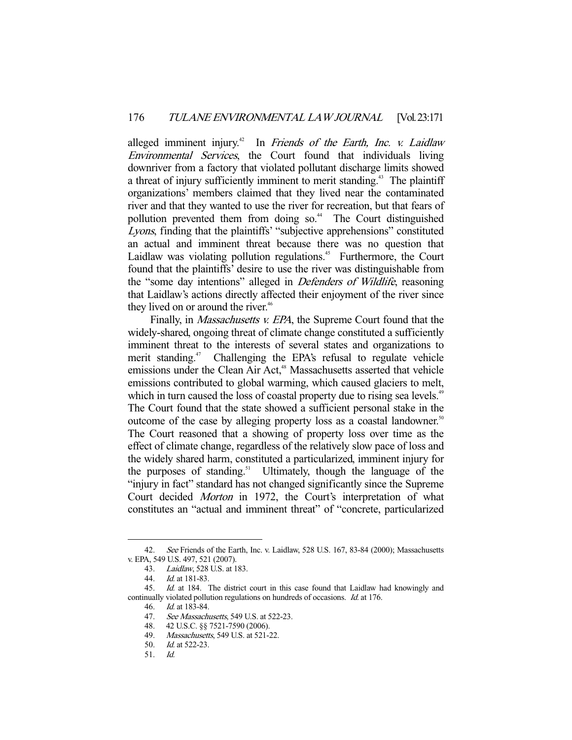alleged imminent injury.[42] In *Friends of the Earth, Inc. v. Laidlaw Environmental Services*, the Court found that individuals living downriver from a factory that violated pollutant discharge limits showed a threat of injury sufficiently imminent to merit standing.[43] The plaintiff organizations' members claimed that they lived near the contaminated river and that they wanted to use the river for recreation, but that fears of pollution prevented them from doing so.[44] The Court distinguished *Lyons*, finding that the plaintiffs' "subjective apprehensions" constituted an actual and imminent threat because there was no question that Laidlaw was violating pollution regulations.[45] Furthermore, the Court found that the plaintiffs' desire to use the river was distinguishable from the "some day intentions" alleged in *Defenders of Wildlife*, reasoning that Laidlaw's actions directly affected their enjoyment of the river since they lived on or around the river.[46]

Finally, in *Massachusetts v. EPA*, the Supreme Court found that the widely-shared, ongoing threat of climate change constituted a sufficiently imminent threat to the interests of several states and organizations to merit standing.[47] Challenging the EPA's refusal to regulate vehicle emissions under the Clean Air Act,[48] Massachusetts asserted that vehicle emissions contributed to global warming, which caused glaciers to melt, which in turn caused the loss of coastal property due to rising sea levels.[49] The Court found that the state showed a sufficient personal stake in the outcome of the case by alleging property loss as a coastal landowner.[50] The Court reasoned that a showing of property loss over time as the effect of climate change, regardless of the relatively slow pace of loss and the widely shared harm, constituted a particularized, imminent injury for the purposes of standing.[51] Ultimately, though the language of the "injury in fact" standard has not changed significantly since the Supreme Court decided *Morton* in 1972, the Court's interpretation of what constitutes an "actual and imminent threat" of "concrete, particularized

---

42. *See* Friends of the Earth, Inc. v. Laidlaw, 528 U.S. 167, 83-84 (2000); Massachusetts v. EPA, 549 U.S. 497, 521 (2007).

43. *Laidlaw*, 528 U.S. at 183.

44. *Id.* at 181-83.

45. *Id.* at 184. The district court in this case found that Laidlaw had knowingly and continually violated pollution regulations on hundreds of occasions. *Id.* at 176.

46. *Id.* at 183-84.

47. *See Massachusetts*, 549 U.S. at 522-23.

48. 42 U.S.C. §§ 7521-7590 (2006).

49. *Massachusetts*, 549 U.S. at 521-22.

50. *Id.* at 522-23.

51. *Id.*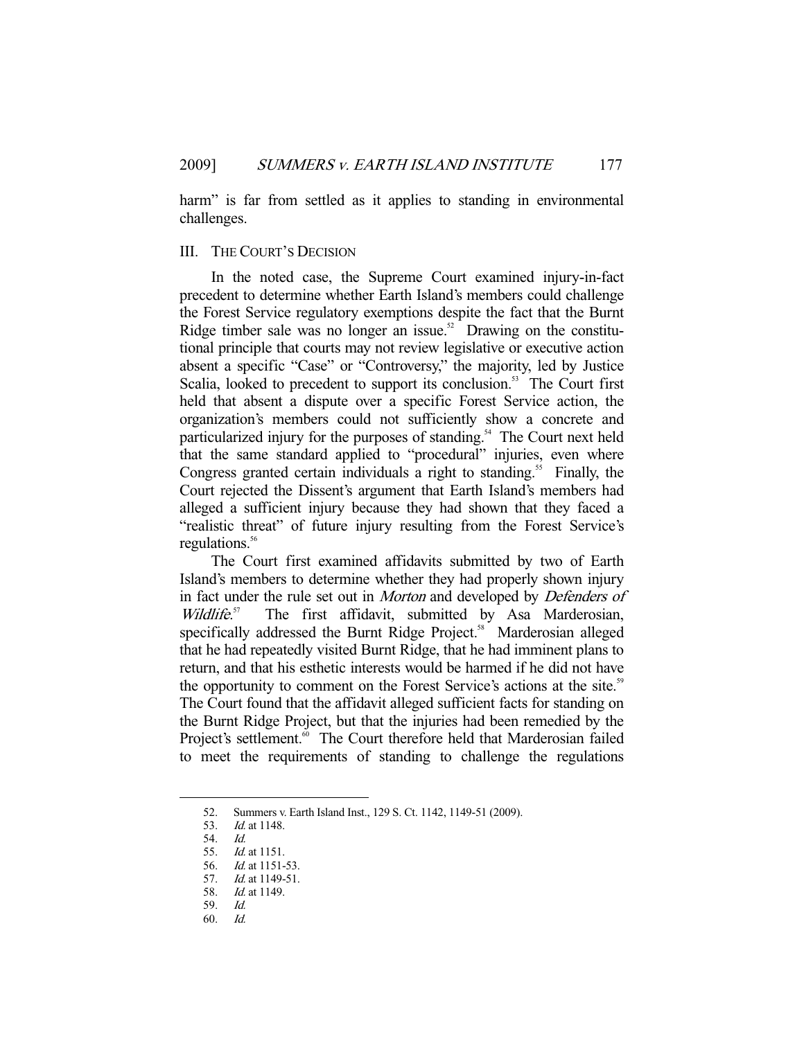harm" is far from settled as it applies to standing in environmental challenges.

## III. THE COURT'S DECISION

In the noted case, the Supreme Court examined injury-in-fact precedent to determine whether Earth Island's members could challenge the Forest Service regulatory exemptions despite the fact that the Burnt Ridge timber sale was no longer an issue.[52] Drawing on the constitutional principle that courts may not review legislative or executive action absent a specific "Case" or "Controversy," the majority, led by Justice Scalia, looked to precedent to support its conclusion.[53] The Court first held that absent a dispute over a specific Forest Service action, the organization's members could not sufficiently show a concrete and particularized injury for the purposes of standing.[54] The Court next held that the same standard applied to "procedural" injuries, even where Congress granted certain individuals a right to standing.[55] Finally, the Court rejected the Dissent's argument that Earth Island's members had alleged a sufficient injury because they had shown that they faced a "realistic threat" of future injury resulting from the Forest Service's regulations.[56]

The Court first examined affidavits submitted by two of Earth Island's members to determine whether they had properly shown injury in fact under the rule set out in *Morton* and developed by *Defenders of Wildlife*.[57] The first affidavit, submitted by Asa Marderosian, specifically addressed the Burnt Ridge Project.[58] Marderosian alleged that he had repeatedly visited Burnt Ridge, that he had imminent plans to return, and that his esthetic interests would be harmed if he did not have the opportunity to comment on the Forest Service's actions at the site.[59] The Court found that the affidavit alleged sufficient facts for standing on the Burnt Ridge Project, but that the injuries had been remedied by the Project's settlement.[60] The Court therefore held that Marderosian failed to meet the requirements of standing to challenge the regulations

---

52. Summers v. Earth Island Inst., 129 S. Ct. 1142, 1149-51 (2009).
53. *Id.* at 1148.
54. *Id.*
55. *Id.* at 1151.
56. *Id.* at 1151-53.
57. *Id.* at 1149-51.
58. *Id.* at 1149.
59. *Id.*
60. *Id.*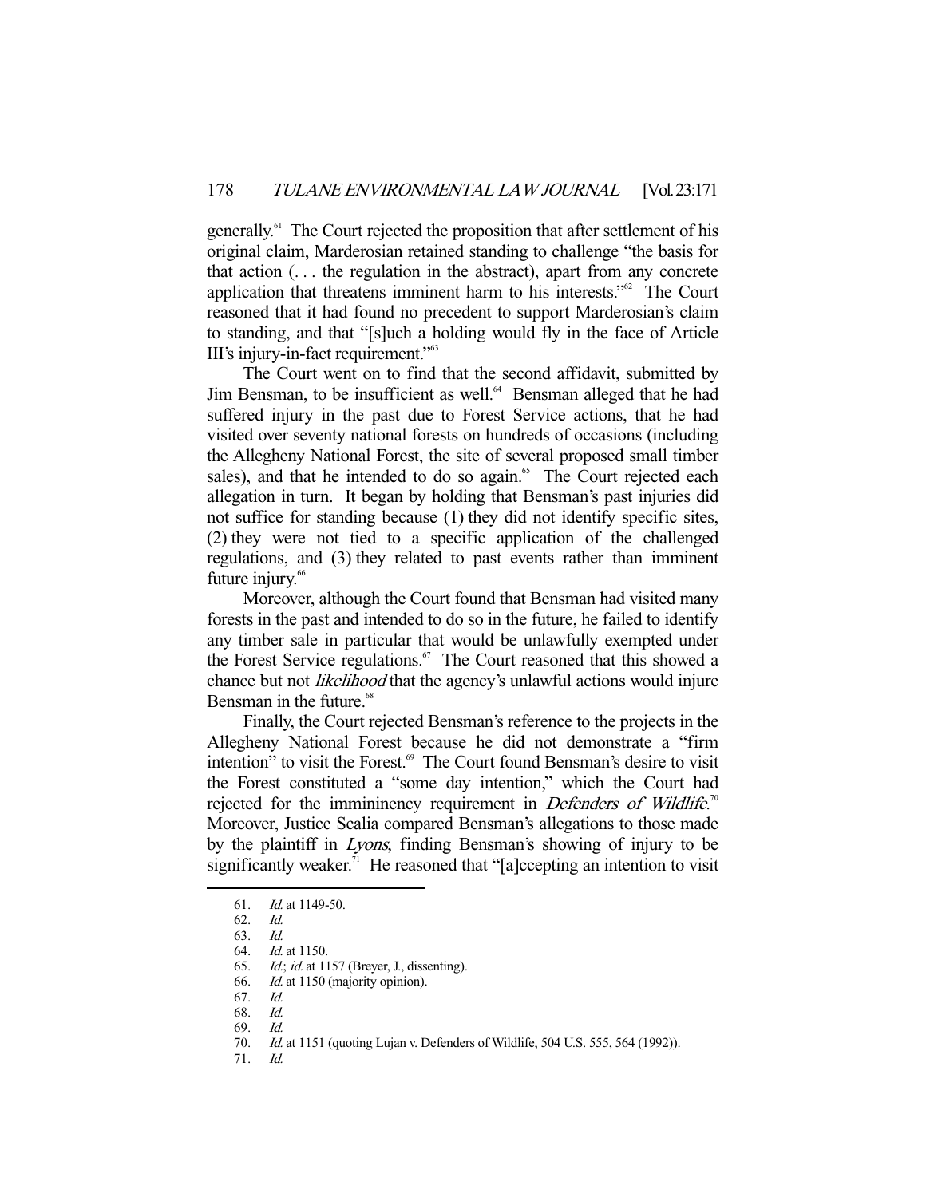generally.[61] The Court rejected the proposition that after settlement of his original claim, Marderosian retained standing to challenge "the basis for that action (. . . the regulation in the abstract), apart from any concrete application that threatens imminent harm to his interests."[62] The Court reasoned that it had found no precedent to support Marderosian's claim to standing, and that "[s]uch a holding would fly in the face of Article III's injury-in-fact requirement."[63]

The Court went on to find that the second affidavit, submitted by Jim Bensman, to be insufficient as well.[64] Bensman alleged that he had suffered injury in the past due to Forest Service actions, that he had visited over seventy national forests on hundreds of occasions (including the Allegheny National Forest, the site of several proposed small timber sales), and that he intended to do so again.[65] The Court rejected each allegation in turn. It began by holding that Bensman's past injuries did not suffice for standing because (1) they did not identify specific sites, (2) they were not tied to a specific application of the challenged regulations, and (3) they related to past events rather than imminent future injury.[66]

Moreover, although the Court found that Bensman had visited many forests in the past and intended to do so in the future, he failed to identify any timber sale in particular that would be unlawfully exempted under the Forest Service regulations.[67] The Court reasoned that this showed a chance but not *likelihood* that the agency's unlawful actions would injure Bensman in the future.[68]

Finally, the Court rejected Bensman's reference to the projects in the Allegheny National Forest because he did not demonstrate a "firm intention" to visit the Forest.[69] The Court found Bensman's desire to visit the Forest constituted a "some day intention," which the Court had rejected for the immininency requirement in *Defenders of Wildlife*.[70] Moreover, Justice Scalia compared Bensman's allegations to those made by the plaintiff in *Lyons*, finding Bensman's showing of injury to be significantly weaker.[71] He reasoned that "[a]ccepting an intention to visit

---

61. *Id.* at 1149-50.
62. *Id.*
63. *Id.*
64. *Id.* at 1150.
65. *Id.*; *id.* at 1157 (Breyer, J., dissenting).
66. *Id.* at 1150 (majority opinion).
67. *Id.*
68. *Id.*
69. *Id.*
70. *Id.* at 1151 (quoting Lujan v. Defenders of Wildlife, 504 U.S. 555, 564 (1992)).
71. *Id.*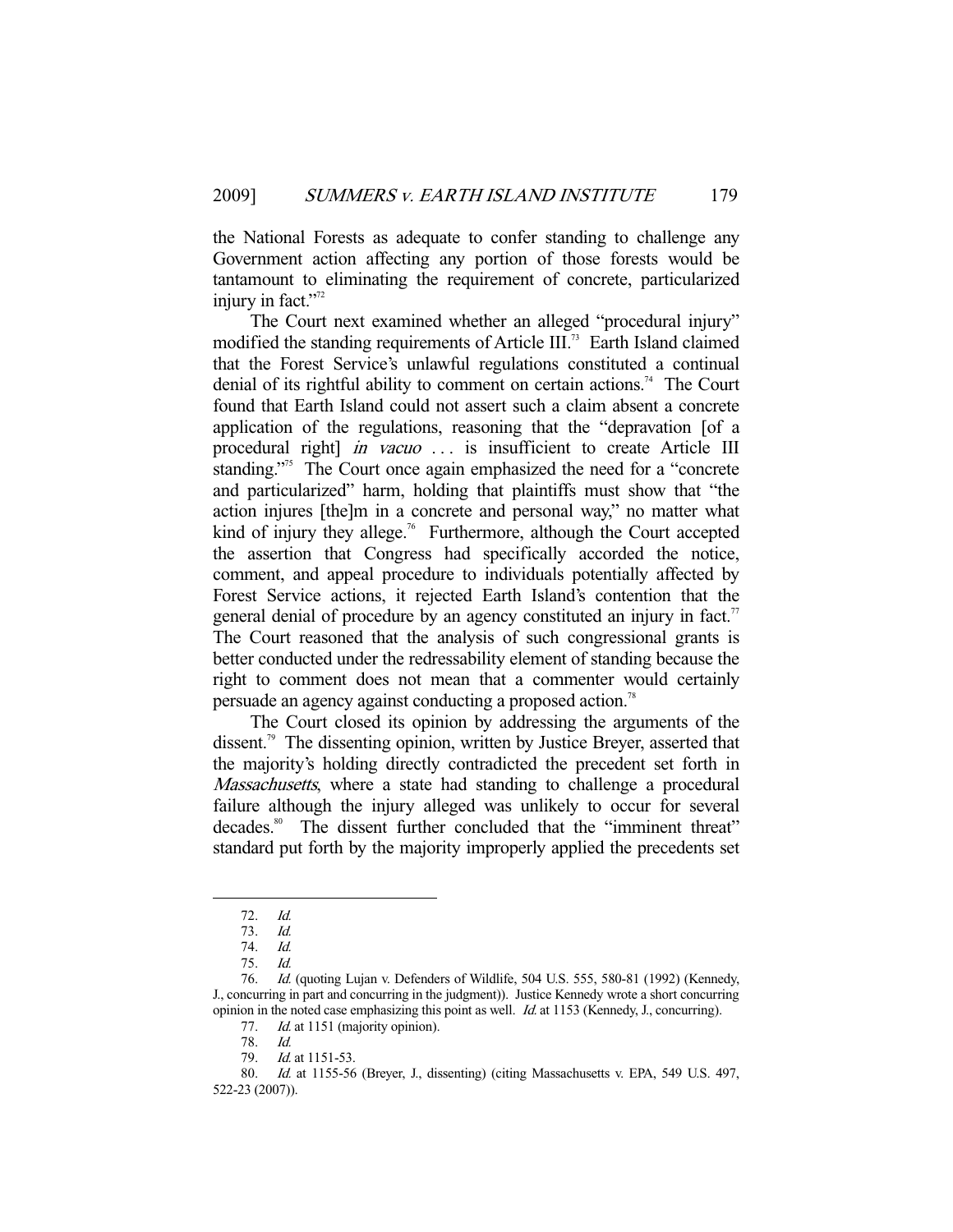the National Forests as adequate to confer standing to challenge any Government action affecting any portion of those forests would be tantamount to eliminating the requirement of concrete, particularized injury in fact."[72]

The Court next examined whether an alleged "procedural injury" modified the standing requirements of Article III.[73] Earth Island claimed that the Forest Service's unlawful regulations constituted a continual denial of its rightful ability to comment on certain actions.[74] The Court found that Earth Island could not assert such a claim absent a concrete application of the regulations, reasoning that the "depravation [of a procedural right] *in vacuo* . . . is insufficient to create Article III standing."[75] The Court once again emphasized the need for a "concrete and particularized" harm, holding that plaintiffs must show that "the action injures [the]m in a concrete and personal way," no matter what kind of injury they allege.[76] Furthermore, although the Court accepted the assertion that Congress had specifically accorded the notice, comment, and appeal procedure to individuals potentially affected by Forest Service actions, it rejected Earth Island's contention that the general denial of procedure by an agency constituted an injury in fact.[77] The Court reasoned that the analysis of such congressional grants is better conducted under the redressability element of standing because the right to comment does not mean that a commenter would certainly persuade an agency against conducting a proposed action.[78]

The Court closed its opinion by addressing the arguments of the dissent.[79] The dissenting opinion, written by Justice Breyer, asserted that the majority's holding directly contradicted the precedent set forth in *Massachusetts*, where a state had standing to challenge a procedural failure although the injury alleged was unlikely to occur for several decades.[80] The dissent further concluded that the "imminent threat" standard put forth by the majority improperly applied the precedents set

---

72. *Id.*

73. *Id.*

74. *Id.*

75. *Id.*

76. *Id.* (quoting Lujan v. Defenders of Wildlife, 504 U.S. 555, 580-81 (1992) (Kennedy, J., concurring in part and concurring in the judgment)). Justice Kennedy wrote a short concurring opinion in the noted case emphasizing this point as well. *Id.* at 1153 (Kennedy, J., concurring).

77. *Id.* at 1151 (majority opinion).

78. *Id.*

79. *Id.* at 1151-53.

80. *Id.* at 1155-56 (Breyer, J., dissenting) (citing Massachusetts v. EPA, 549 U.S. 497, 522-23 (2007)).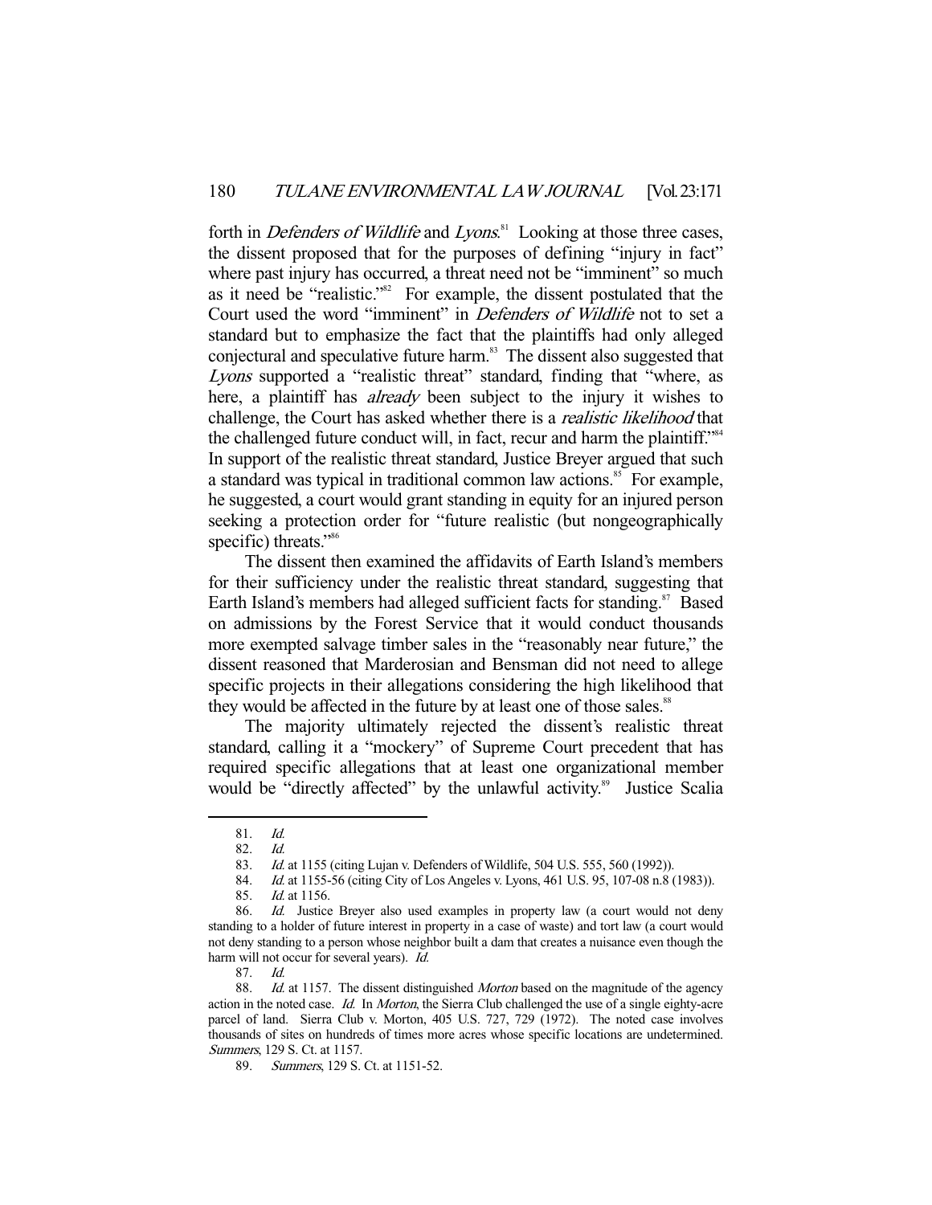forth in *Defenders of Wildlife* and *Lyons*.[81] Looking at those three cases, the dissent proposed that for the purposes of defining "injury in fact" where past injury has occurred, a threat need not be "imminent" so much as it need be "realistic."[82] For example, the dissent postulated that the Court used the word "imminent" in *Defenders of Wildlife* not to set a standard but to emphasize the fact that the plaintiffs had only alleged conjectural and speculative future harm.[83] The dissent also suggested that *Lyons* supported a "realistic threat" standard, finding that "where, as here, a plaintiff has *already* been subject to the injury it wishes to challenge, the Court has asked whether there is a *realistic likelihood* that the challenged future conduct will, in fact, recur and harm the plaintiff."[84] In support of the realistic threat standard, Justice Breyer argued that such a standard was typical in traditional common law actions.[85] For example, he suggested, a court would grant standing in equity for an injured person seeking a protection order for "future realistic (but nongeographically specific) threats."[86]

The dissent then examined the affidavits of Earth Island's members for their sufficiency under the realistic threat standard, suggesting that Earth Island's members had alleged sufficient facts for standing.[87] Based on admissions by the Forest Service that it would conduct thousands more exempted salvage timber sales in the "reasonably near future," the dissent reasoned that Marderosian and Bensman did not need to allege specific projects in their allegations considering the high likelihood that they would be affected in the future by at least one of those sales.[88]

The majority ultimately rejected the dissent's realistic threat standard, calling it a "mockery" of Supreme Court precedent that has required specific allegations that at least one organizational member would be "directly affected" by the unlawful activity.[89] Justice Scalia

---

81. *Id.*

82. *Id.*

83. *Id.* at 1155 (citing Lujan v. Defenders of Wildlife, 504 U.S. 555, 560 (1992)).

84. *Id.* at 1155-56 (citing City of Los Angeles v. Lyons, 461 U.S. 95, 107-08 n.8 (1983)).

85. *Id.* at 1156.

86. *Id.* Justice Breyer also used examples in property law (a court would not deny standing to a holder of future interest in property in a case of waste) and tort law (a court would not deny standing to a person whose neighbor built a dam that creates a nuisance even though the harm will not occur for several years). *Id.*

87. *Id.*

88. *Id.* at 1157. The dissent distinguished *Morton* based on the magnitude of the agency action in the noted case. *Id.* In *Morton*, the Sierra Club challenged the use of a single eighty-acre parcel of land. Sierra Club v. Morton, 405 U.S. 727, 729 (1972). The noted case involves thousands of sites on hundreds of times more acres whose specific locations are undetermined. *Summers*, 129 S. Ct. at 1157.

89. *Summers*, 129 S. Ct. at 1151-52.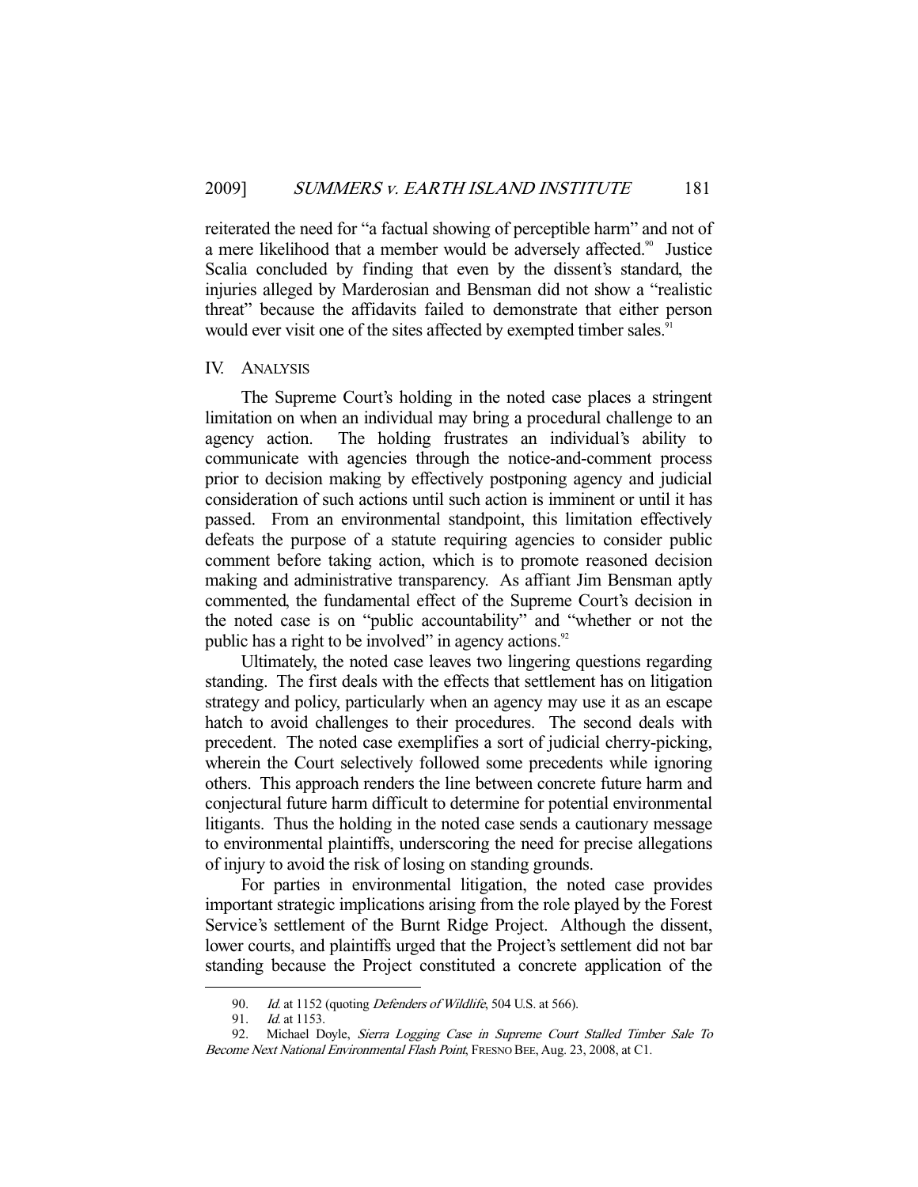reiterated the need for "a factual showing of perceptible harm" and not of a mere likelihood that a member would be adversely affected.[90] Justice Scalia concluded by finding that even by the dissent's standard, the injuries alleged by Marderosian and Bensman did not show a "realistic threat" because the affidavits failed to demonstrate that either person would ever visit one of the sites affected by exempted timber sales.[91]

## IV. ANALYSIS

The Supreme Court's holding in the noted case places a stringent limitation on when an individual may bring a procedural challenge to an agency action. The holding frustrates an individual's ability to communicate with agencies through the notice-and-comment process prior to decision making by effectively postponing agency and judicial consideration of such actions until such action is imminent or until it has passed. From an environmental standpoint, this limitation effectively defeats the purpose of a statute requiring agencies to consider public comment before taking action, which is to promote reasoned decision making and administrative transparency. As affiant Jim Bensman aptly commented, the fundamental effect of the Supreme Court's decision in the noted case is on "public accountability" and "whether or not the public has a right to be involved" in agency actions.[92]

Ultimately, the noted case leaves two lingering questions regarding standing. The first deals with the effects that settlement has on litigation strategy and policy, particularly when an agency may use it as an escape hatch to avoid challenges to their procedures. The second deals with precedent. The noted case exemplifies a sort of judicial cherry-picking, wherein the Court selectively followed some precedents while ignoring others. This approach renders the line between concrete future harm and conjectural future harm difficult to determine for potential environmental litigants. Thus the holding in the noted case sends a cautionary message to environmental plaintiffs, underscoring the need for precise allegations of injury to avoid the risk of losing on standing grounds.

For parties in environmental litigation, the noted case provides important strategic implications arising from the role played by the Forest Service's settlement of the Burnt Ridge Project. Although the dissent, lower courts, and plaintiffs urged that the Project's settlement did not bar standing because the Project constituted a concrete application of the

---

90. *Id.* at 1152 (quoting *Defenders of Wildlife*, 504 U.S. at 566).

91. *Id.* at 1153.

92. Michael Doyle, *Sierra Logging Case in Supreme Court Stalled Timber Sale To Become Next National Environmental Flash Point*, FRESNO BEE, Aug. 23, 2008, at C1.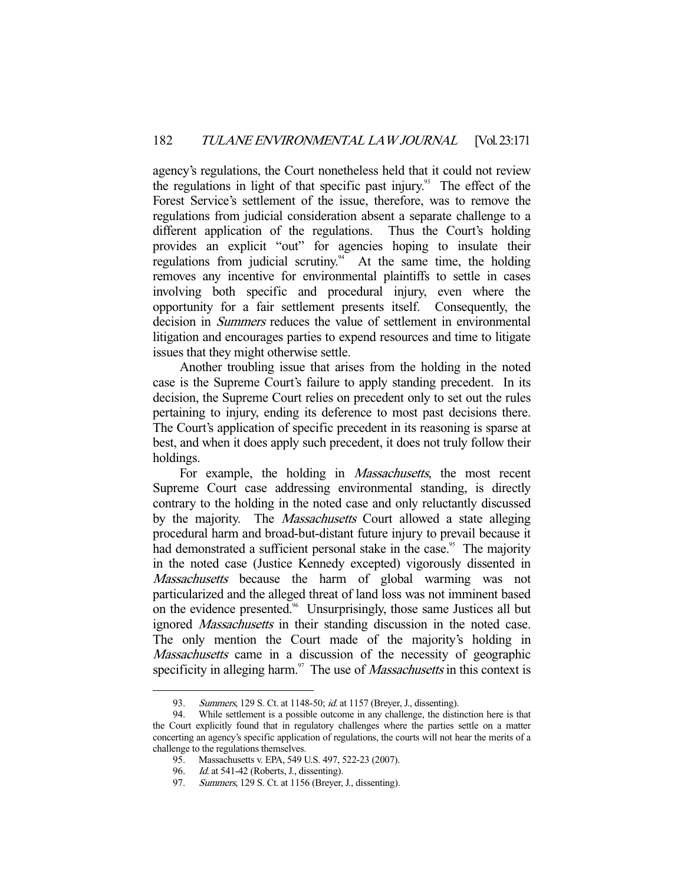agency's regulations, the Court nonetheless held that it could not review the regulations in light of that specific past injury.[93] The effect of the Forest Service's settlement of the issue, therefore, was to remove the regulations from judicial consideration absent a separate challenge to a different application of the regulations. Thus the Court's holding provides an explicit "out" for agencies hoping to insulate their regulations from judicial scrutiny.[94] At the same time, the holding removes any incentive for environmental plaintiffs to settle in cases involving both specific and procedural injury, even where the opportunity for a fair settlement presents itself. Consequently, the decision in *Summers* reduces the value of settlement in environmental litigation and encourages parties to expend resources and time to litigate issues that they might otherwise settle.

Another troubling issue that arises from the holding in the noted case is the Supreme Court's failure to apply standing precedent. In its decision, the Supreme Court relies on precedent only to set out the rules pertaining to injury, ending its deference to most past decisions there. The Court's application of specific precedent in its reasoning is sparse at best, and when it does apply such precedent, it does not truly follow their holdings.

For example, the holding in *Massachusetts*, the most recent Supreme Court case addressing environmental standing, is directly contrary to the holding in the noted case and only reluctantly discussed by the majority. The *Massachusetts* Court allowed a state alleging procedural harm and broad-but-distant future injury to prevail because it had demonstrated a sufficient personal stake in the case.[95] The majority in the noted case (Justice Kennedy excepted) vigorously dissented in *Massachusetts* because the harm of global warming was not particularized and the alleged threat of land loss was not imminent based on the evidence presented.[96] Unsurprisingly, those same Justices all but ignored *Massachusetts* in their standing discussion in the noted case. The only mention the Court made of the majority's holding in *Massachusetts* came in a discussion of the necessity of geographic specificity in alleging harm.[97] The use of *Massachusetts* in this context is

---

93. *Summers*, 129 S. Ct. at 1148-50; *id.* at 1157 (Breyer, J., dissenting).

94. While settlement is a possible outcome in any challenge, the distinction here is that the Court explicitly found that in regulatory challenges where the parties settle on a matter concerning an agency's specific application of regulations, the courts will not hear the merits of a challenge to the regulations themselves.

95. Massachusetts v. EPA, 549 U.S. 497, 522-23 (2007).

96. *Id.* at 541-42 (Roberts, J., dissenting).

97. *Summers*, 129 S. Ct. at 1156 (Breyer, J., dissenting).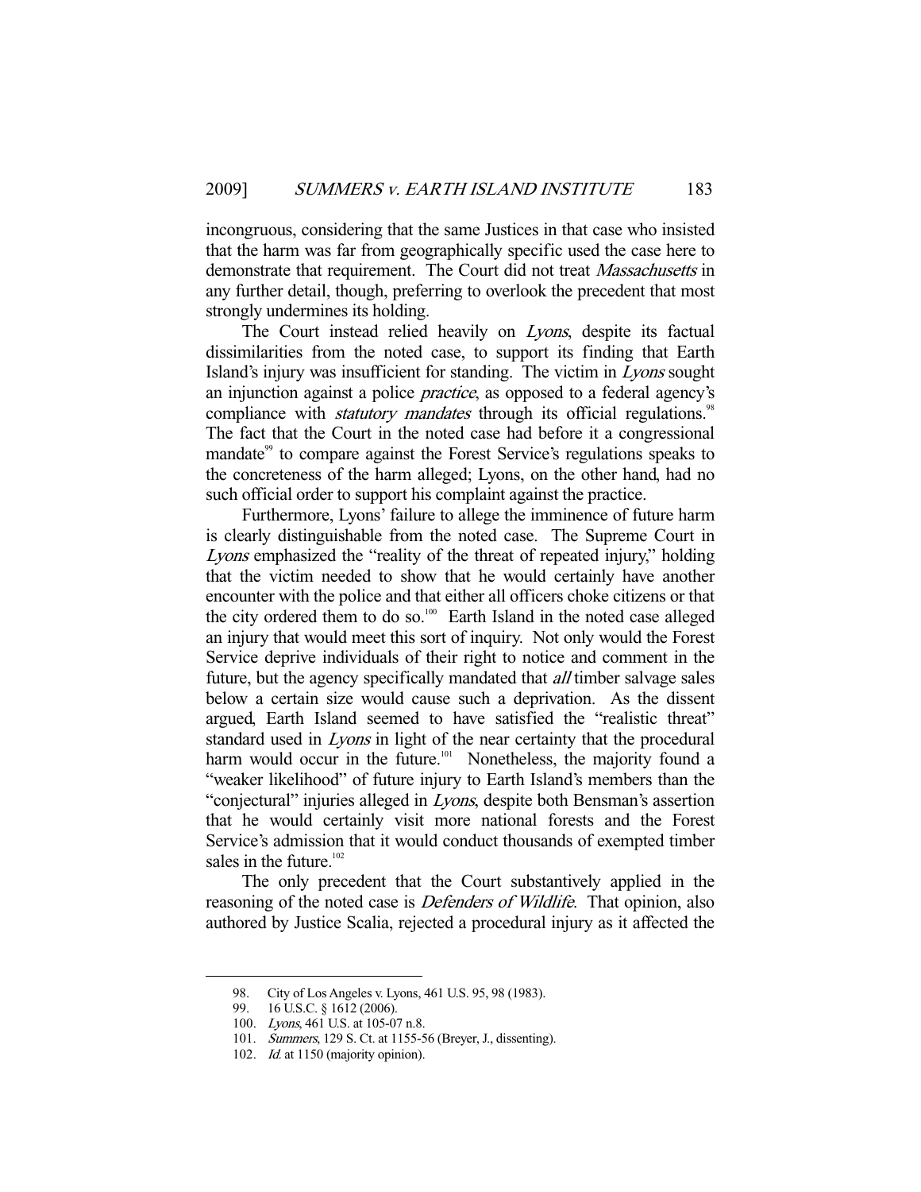incongruous, considering that the same Justices in that case who insisted that the harm was far from geographically specific used the case here to demonstrate that requirement. The Court did not treat *Massachusetts* in any further detail, though, preferring to overlook the precedent that most strongly undermines its holding.

The Court instead relied heavily on *Lyons*, despite its factual dissimilarities from the noted case, to support its finding that Earth Island's injury was insufficient for standing. The victim in *Lyons* sought an injunction against a police *practice*, as opposed to a federal agency's compliance with *statutory mandates* through its official regulations.[98] The fact that the Court in the noted case had before it a congressional mandate[99] to compare against the Forest Service's regulations speaks to the concreteness of the harm alleged; Lyons, on the other hand, had no such official order to support his complaint against the practice.

Furthermore, Lyons' failure to allege the imminence of future harm is clearly distinguishable from the noted case. The Supreme Court in *Lyons* emphasized the "reality of the threat of repeated injury," holding that the victim needed to show that he would certainly have another encounter with the police and that either all officers choke citizens or that the city ordered them to do so.[100] Earth Island in the noted case alleged an injury that would meet this sort of inquiry. Not only would the Forest Service deprive individuals of their right to notice and comment in the future, but the agency specifically mandated that *all* timber salvage sales below a certain size would cause such a deprivation. As the dissent argued, Earth Island seemed to have satisfied the "realistic threat" standard used in *Lyons* in light of the near certainty that the procedural harm would occur in the future.[101] Nonetheless, the majority found a "weaker likelihood" of future injury to Earth Island's members than the "conjectural" injuries alleged in *Lyons*, despite both Bensman's assertion that he would certainly visit more national forests and the Forest Service's admission that it would conduct thousands of exempted timber sales in the future.[102]

The only precedent that the Court substantively applied in the reasoning of the noted case is *Defenders of Wildlife*. That opinion, also authored by Justice Scalia, rejected a procedural injury as it affected the

---

98. City of Los Angeles v. Lyons, 461 U.S. 95, 98 (1983).

99. 16 U.S.C. § 1612 (2006).

100. *Lyons*, 461 U.S. at 105-07 n.8.

101. *Summers*, 129 S. Ct. at 1155-56 (Breyer, J., dissenting).

102. *Id.* at 1150 (majority opinion).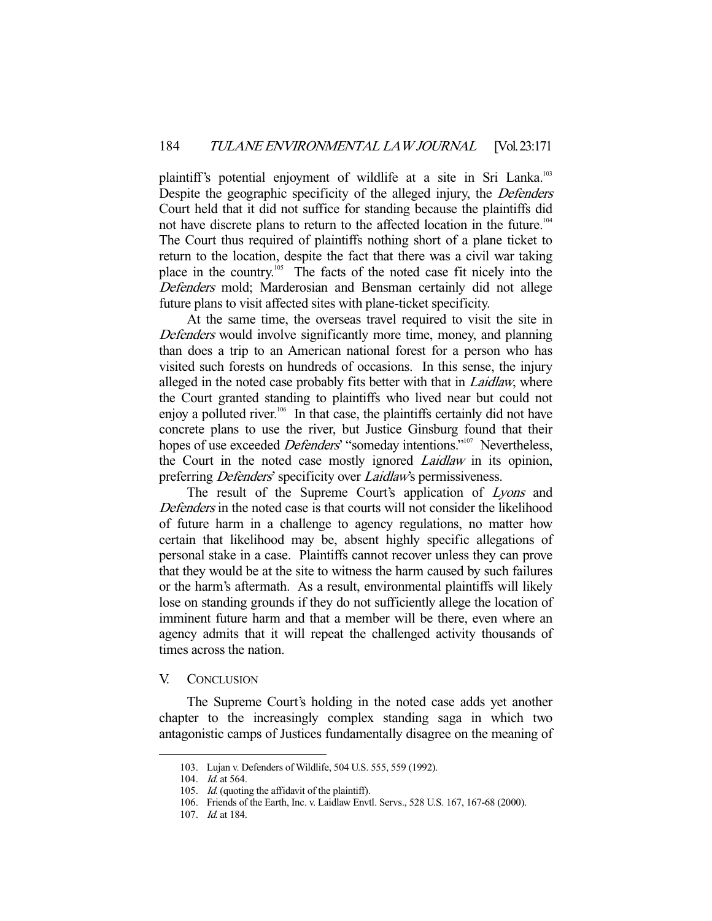plaintiff's potential enjoyment of wildlife at a site in Sri Lanka.[103] Despite the geographic specificity of the alleged injury, the *Defenders* Court held that it did not suffice for standing because the plaintiffs did not have discrete plans to return to the affected location in the future.[104] The Court thus required of plaintiffs nothing short of a plane ticket to return to the location, despite the fact that there was a civil war taking place in the country.[105] The facts of the noted case fit nicely into the *Defenders* mold; Marderosian and Bensman certainly did not allege future plans to visit affected sites with plane-ticket specificity.

At the same time, the overseas travel required to visit the site in *Defenders* would involve significantly more time, money, and planning than does a trip to an American national forest for a person who has visited such forests on hundreds of occasions. In this sense, the injury alleged in the noted case probably fits better with that in *Laidlaw*, where the Court granted standing to plaintiffs who lived near but could not enjoy a polluted river.[106] In that case, the plaintiffs certainly did not have concrete plans to use the river, but Justice Ginsburg found that their hopes of use exceeded *Defenders*' "someday intentions."[107] Nevertheless, the Court in the noted case mostly ignored *Laidlaw* in its opinion, preferring *Defenders*' specificity over *Laidlaw*'s permissiveness.

The result of the Supreme Court's application of *Lyons* and *Defenders* in the noted case is that courts will not consider the likelihood of future harm in a challenge to agency regulations, no matter how certain that likelihood may be, absent highly specific allegations of personal stake in a case. Plaintiffs cannot recover unless they can prove that they would be at the site to witness the harm caused by such failures or the harm's aftermath. As a result, environmental plaintiffs will likely lose on standing grounds if they do not sufficiently allege the location of imminent future harm and that a member will be there, even where an agency admits that it will repeat the challenged activity thousands of times across the nation.

## V. CONCLUSION

The Supreme Court's holding in the noted case adds yet another chapter to the increasingly complex standing saga in which two antagonistic camps of Justices fundamentally disagree on the meaning of

---

103. Lujan v. Defenders of Wildlife, 504 U.S. 555, 559 (1992).

104. *Id.* at 564.

105. *Id.* (quoting the affidavit of the plaintiff).

106. Friends of the Earth, Inc. v. Laidlaw Envtl. Servs., 528 U.S. 167, 167-68 (2000).

107. *Id.* at 184.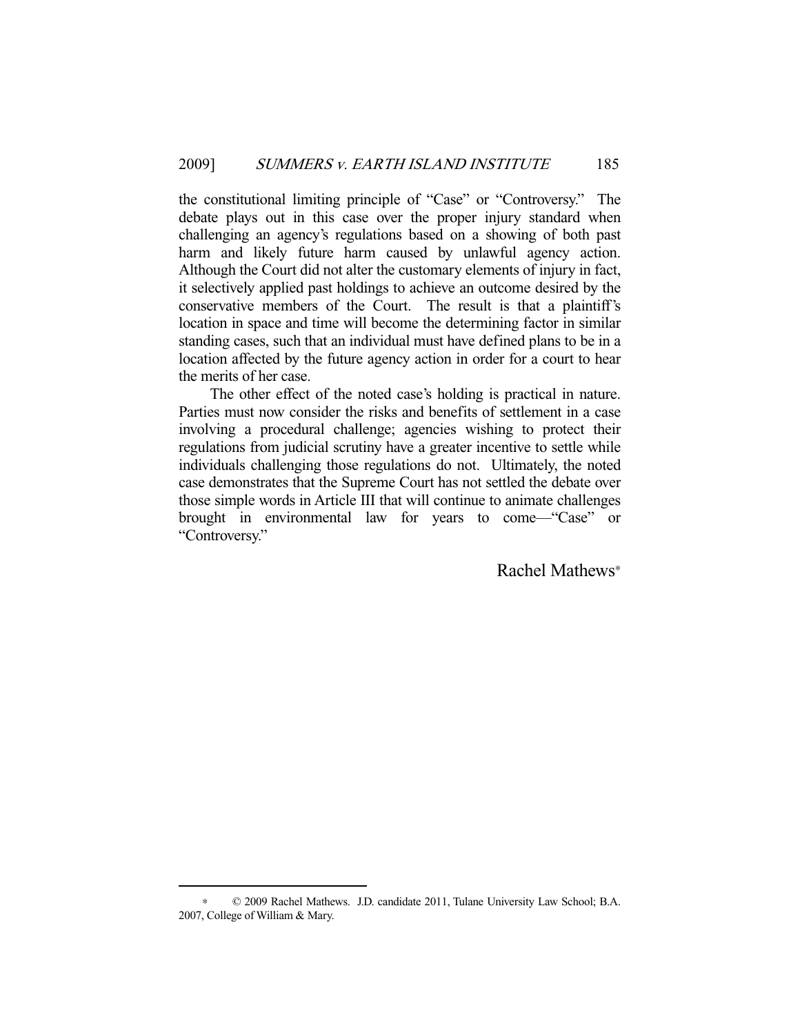the constitutional limiting principle of "Case" or "Controversy." The debate plays out in this case over the proper injury standard when challenging an agency's regulations based on a showing of both past harm and likely future harm caused by unlawful agency action. Although the Court did not alter the customary elements of injury in fact, it selectively applied past holdings to achieve an outcome desired by the conservative members of the Court. The result is that a plaintiff's location in space and time will become the determining factor in similar standing cases, such that an individual must have defined plans to be in a location affected by the future agency action in order for a court to hear the merits of her case.

The other effect of the noted case's holding is practical in nature. Parties must now consider the risks and benefits of settlement in a case involving a procedural challenge; agencies wishing to protect their regulations from judicial scrutiny have a greater incentive to settle while individuals challenging those regulations do not. Ultimately, the noted case demonstrates that the Supreme Court has not settled the debate over those simple words in Article III that will continue to animate challenges brought in environmental law for years to come—"Case" or "Controversy."

Rachel Mathews*

---

* © 2009 Rachel Mathews. J.D. candidate 2011, Tulane University Law School; B.A. 2007, College of William & Mary.